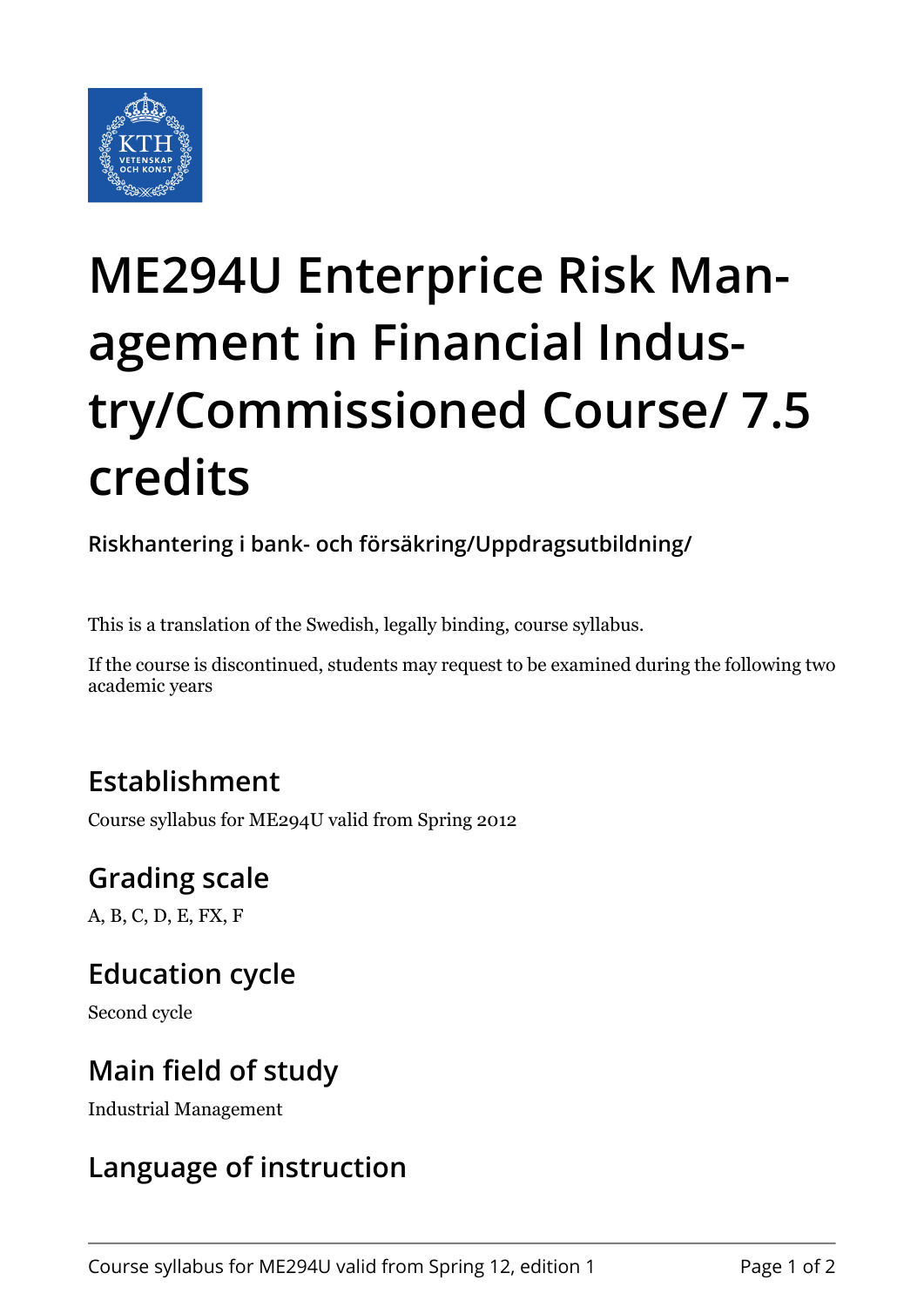# ME294U Enterprice Risk Management in Financial Industry/Commissioned Course/ 7.5 credits

**Riskhantering i bank- och försäkring/Uppdragsutbildning/**

This is a translation of the Swedish, legally binding, course syllabus.

If the course is discontinued, students may request to be examined during the following two academic years

## Establishment

Course syllabus for ME294U valid from Spring 2012

## Grading scale

A, B, C, D, E, FX, F

## Education cycle

Second cycle

## Main field of study

Industrial Management

## Language of instruction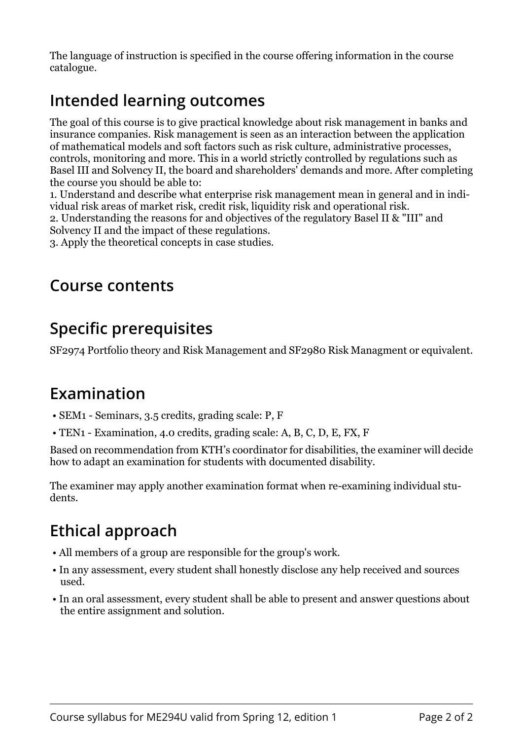The language of instruction is specified in the course offering information in the course catalogue.

## Intended learning outcomes

The goal of this course is to give practical knowledge about risk management in banks and insurance companies. Risk management is seen as an interaction between the application of mathematical models and soft factors such as risk culture, administrative processes, controls, monitoring and more. This in a world strictly controlled by regulations such as Basel III and Solvency II, the board and shareholders' demands and more. After completing the course you should be able to:
1. Understand and describe what enterprise risk management mean in general and in individual risk areas of market risk, credit risk, liquidity risk and operational risk.
2. Understanding the reasons for and objectives of the regulatory Basel II & "III" and Solvency II and the impact of these regulations.
3. Apply the theoretical concepts in case studies.

## Course contents

## Specific prerequisites

SF2974 Portfolio theory and Risk Management and SF2980 Risk Managment or equivalent.

## Examination

- SEM1 - Seminars, 3.5 credits, grading scale: P, F
- TEN1 - Examination, 4.0 credits, grading scale: A, B, C, D, E, FX, F

Based on recommendation from KTH's coordinator for disabilities, the examiner will decide how to adapt an examination for students with documented disability.

The examiner may apply another examination format when re-examining individual students.

## Ethical approach

- All members of a group are responsible for the group's work.
- In any assessment, every student shall honestly disclose any help received and sources used.
- In an oral assessment, every student shall be able to present and answer questions about the entire assignment and solution.